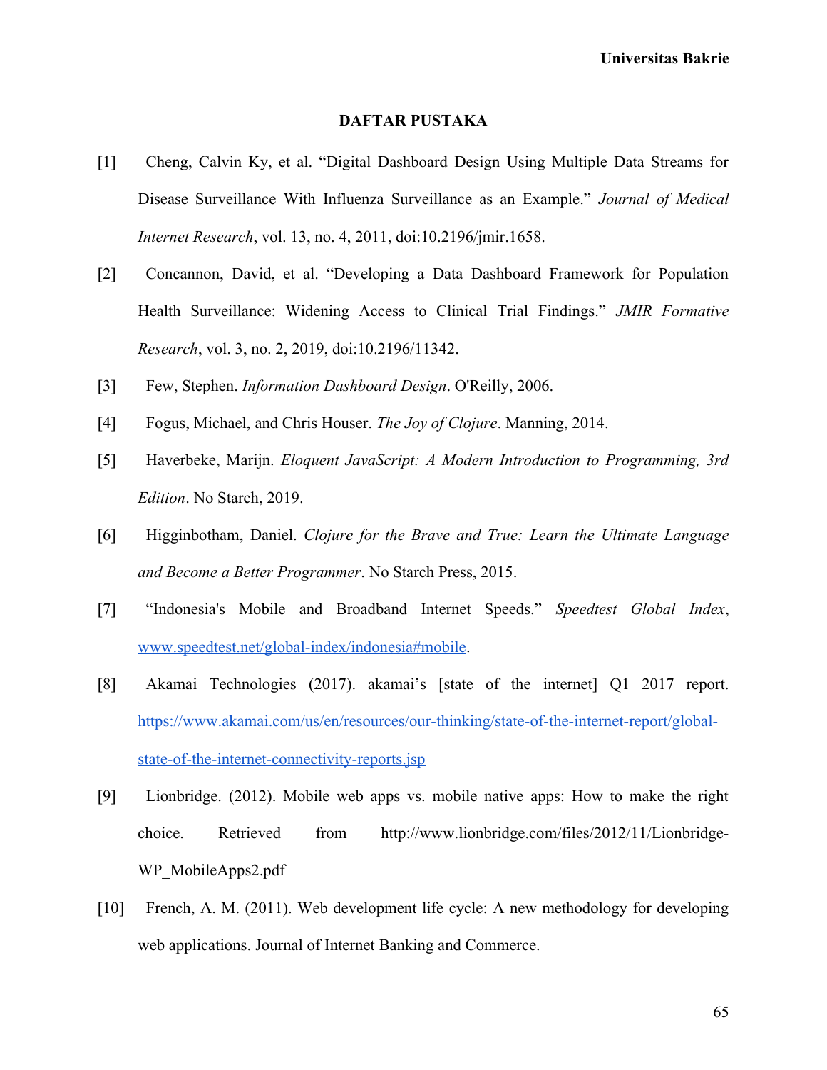# DAFTAR PUSTAKA

[1] Cheng, Calvin Ky, et al. "Digital Dashboard Design Using Multiple Data Streams for Disease Surveillance With Influenza Surveillance as an Example." *Journal of Medical Internet Research*, vol. 13, no. 4, 2011, doi:10.2196/jmir.1658.

[2] Concannon, David, et al. "Developing a Data Dashboard Framework for Population Health Surveillance: Widening Access to Clinical Trial Findings." *JMIR Formative Research*, vol. 3, no. 2, 2019, doi:10.2196/11342.

[3] Few, Stephen. *Information Dashboard Design*. O'Reilly, 2006.

[4] Fogus, Michael, and Chris Houser. *The Joy of Clojure*. Manning, 2014.

[5] Haverbeke, Marijn. *Eloquent JavaScript: A Modern Introduction to Programming, 3rd Edition*. No Starch, 2019.

[6] Higginbotham, Daniel. *Clojure for the Brave and True: Learn the Ultimate Language and Become a Better Programmer*. No Starch Press, 2015.

[7] "Indonesia's Mobile and Broadband Internet Speeds." *Speedtest Global Index*, [www.speedtest.net/global-index/indonesia#mobile](www.speedtest.net/global-index/indonesia#mobile).

[8] Akamai Technologies (2017). akamai's [state of the internet] Q1 2017 report. [https://www.akamai.com/us/en/resources/our-thinking/state-of-the-internet-report/global-state-of-the-internet-connectivity-reports.jsp](https://www.akamai.com/us/en/resources/our-thinking/state-of-the-internet-report/global-state-of-the-internet-connectivity-reports.jsp)

[9] Lionbridge. (2012). Mobile web apps vs. mobile native apps: How to make the right choice. Retrieved from http://www.lionbridge.com/files/2012/11/Lionbridge-WP_MobileApps2.pdf

[10] French, A. M. (2011). Web development life cycle: A new methodology for developing web applications. Journal of Internet Banking and Commerce.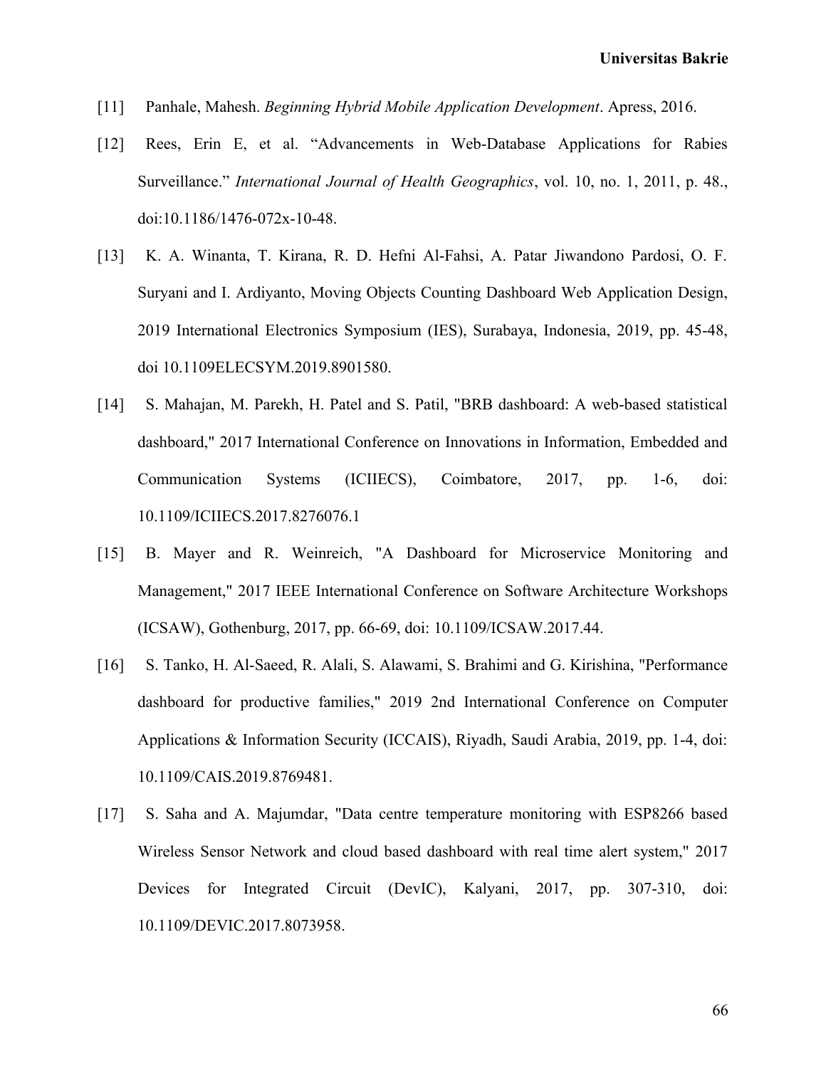[11] Panhale, Mahesh. *Beginning Hybrid Mobile Application Development*. Apress, 2016.

[12] Rees, Erin E, et al. “Advancements in Web-Database Applications for Rabies Surveillance.” *International Journal of Health Geographics*, vol. 10, no. 1, 2011, p. 48., doi:10.1186/1476-072x-10-48.

[13] K. A. Winanta, T. Kirana, R. D. Hefni Al-Fahsi, A. Patar Jiwandono Pardosi, O. F. Suryani and I. Ardiyanto, Moving Objects Counting Dashboard Web Application Design, 2019 International Electronics Symposium (IES), Surabaya, Indonesia, 2019, pp. 45-48, doi 10.1109ELECSYM.2019.8901580.

[14] S. Mahajan, M. Parekh, H. Patel and S. Patil, "BRB dashboard: A web-based statistical dashboard," 2017 International Conference on Innovations in Information, Embedded and Communication Systems (ICIIECS), Coimbatore, 2017, pp. 1-6, doi: 10.1109/ICIIECS.2017.8276076.1

[15] B. Mayer and R. Weinreich, "A Dashboard for Microservice Monitoring and Management," 2017 IEEE International Conference on Software Architecture Workshops (ICSAW), Gothenburg, 2017, pp. 66-69, doi: 10.1109/ICSAW.2017.44.

[16] S. Tanko, H. Al-Saeed, R. Alali, S. Alawami, S. Brahimi and G. Kirishina, "Performance dashboard for productive families," 2019 2nd International Conference on Computer Applications & Information Security (ICCAIS), Riyadh, Saudi Arabia, 2019, pp. 1-4, doi: 10.1109/CAIS.2019.8769481.

[17] S. Saha and A. Majumdar, "Data centre temperature monitoring with ESP8266 based Wireless Sensor Network and cloud based dashboard with real time alert system," 2017 Devices for Integrated Circuit (DevIC), Kalyani, 2017, pp. 307-310, doi: 10.1109/DEVIC.2017.8073958.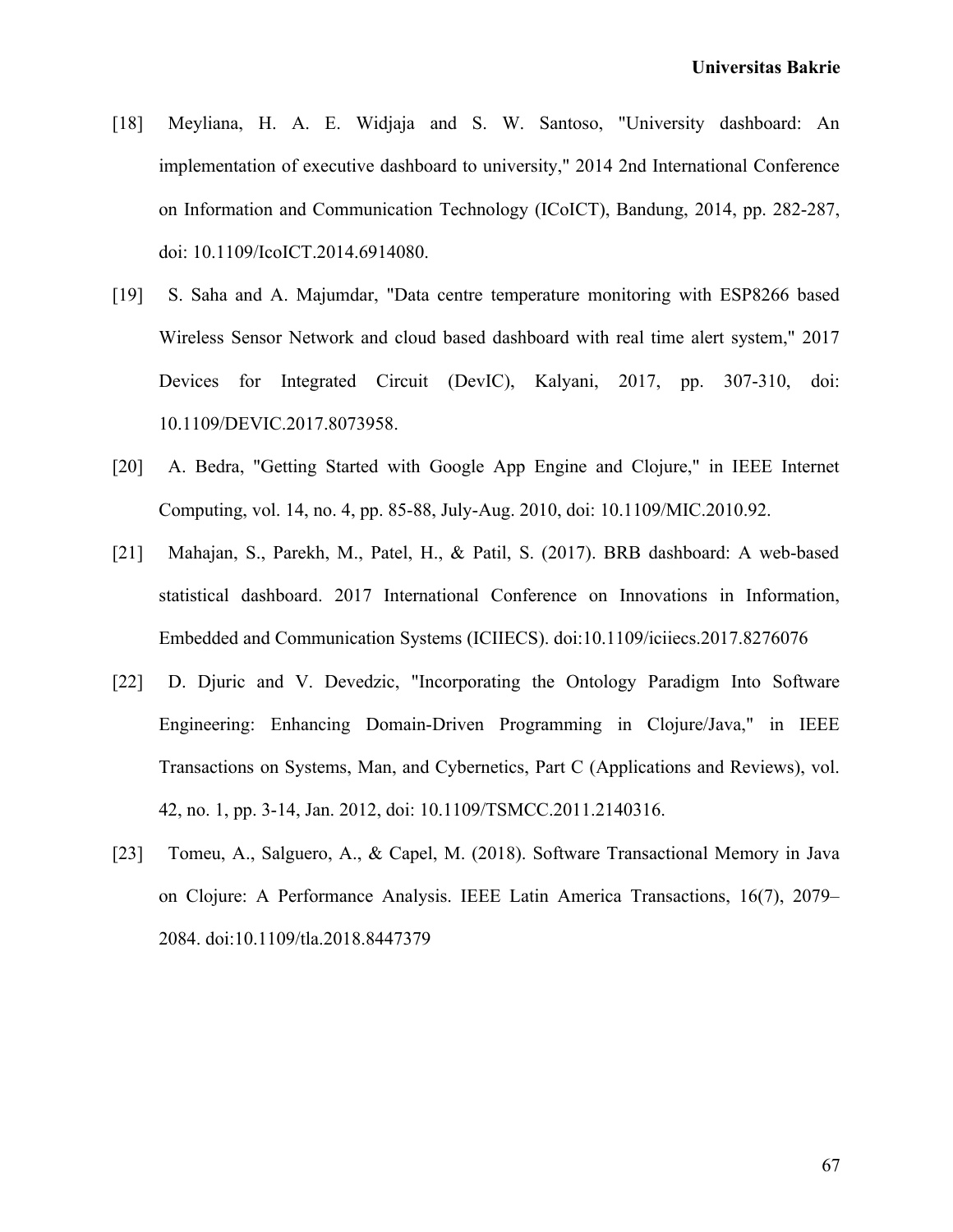[18] Meyliana, H. A. E. Widjaja and S. W. Santoso, "University dashboard: An implementation of executive dashboard to university," 2014 2nd International Conference on Information and Communication Technology (ICoICT), Bandung, 2014, pp. 282-287, doi: 10.1109/IcoICT.2014.6914080.

[19] S. Saha and A. Majumdar, "Data centre temperature monitoring with ESP8266 based Wireless Sensor Network and cloud based dashboard with real time alert system," 2017 Devices for Integrated Circuit (DevIC), Kalyani, 2017, pp. 307-310, doi: 10.1109/DEVIC.2017.8073958.

[20] A. Bedra, "Getting Started with Google App Engine and Clojure," in IEEE Internet Computing, vol. 14, no. 4, pp. 85-88, July-Aug. 2010, doi: 10.1109/MIC.2010.92.

[21] Mahajan, S., Parekh, M., Patel, H., & Patil, S. (2017). BRB dashboard: A web-based statistical dashboard. 2017 International Conference on Innovations in Information, Embedded and Communication Systems (ICIIECS). doi:10.1109/iciiecs.2017.8276076

[22] D. Djuric and V. Devedzic, "Incorporating the Ontology Paradigm Into Software Engineering: Enhancing Domain-Driven Programming in Clojure/Java," in IEEE Transactions on Systems, Man, and Cybernetics, Part C (Applications and Reviews), vol. 42, no. 1, pp. 3-14, Jan. 2012, doi: 10.1109/TSMCC.2011.2140316.

[23] Tomeu, A., Salguero, A., & Capel, M. (2018). Software Transactional Memory in Java on Clojure: A Performance Analysis. IEEE Latin America Transactions, 16(7), 2079–2084. doi:10.1109/tla.2018.8447379